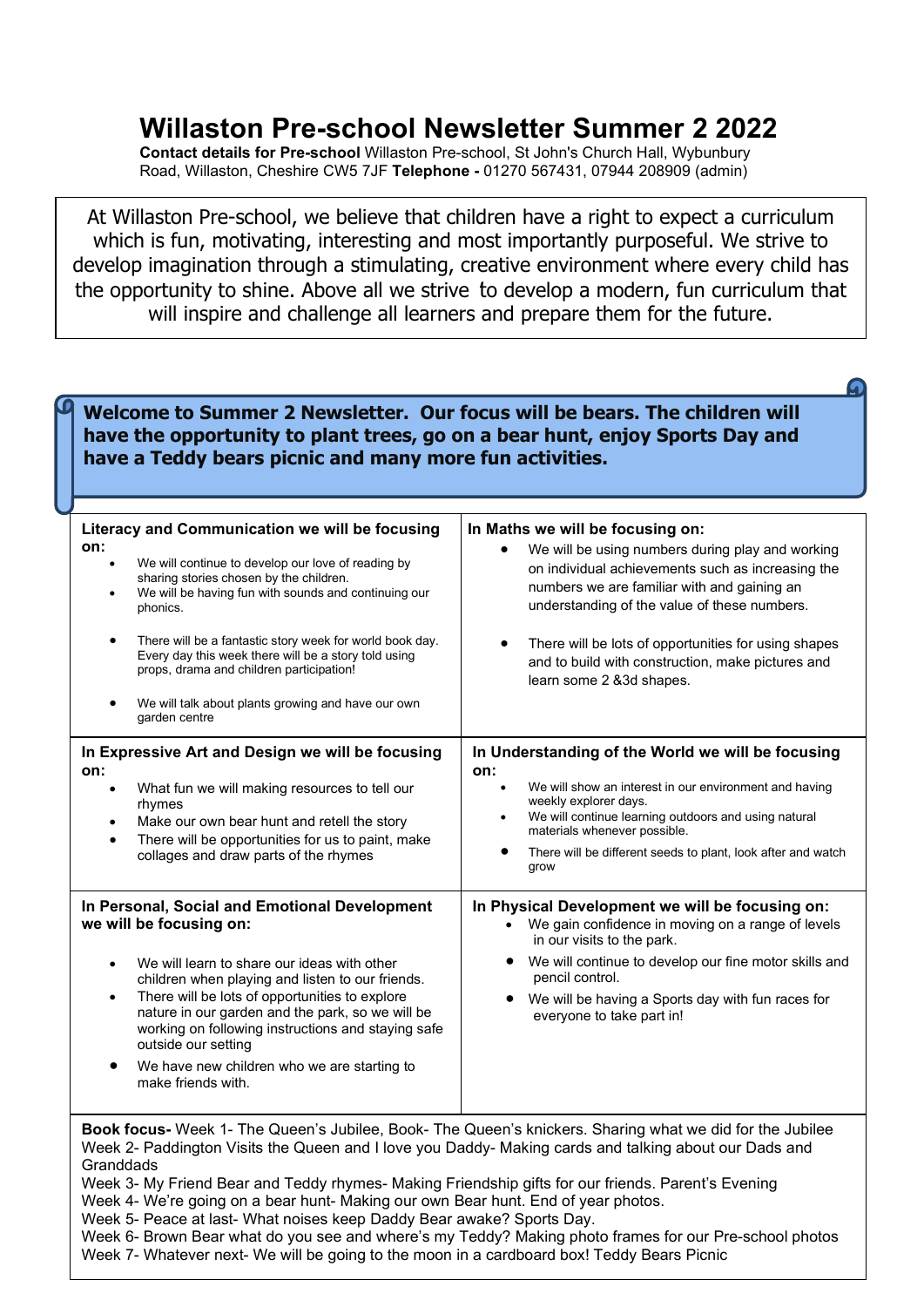# Willaston Pre-school Newsletter Summer 2 2022

**Contact details for Pre-school** Willaston Pre-school, St John's Church Hall, Wybunbury Road, Willaston, Cheshire CW5 7JF **Telephone -** 01270 567431, 07944 208909 (admin)

At Willaston Pre-school, we believe that children have a right to expect a curriculum which is fun, motivating, interesting and most importantly purposeful. We strive to develop imagination through a stimulating, creative environment where every child has the opportunity to shine. Above all we strive to develop a modern, fun curriculum that will inspire and challenge all learners and prepare them for the future.

**Welcome to Summer 2 Newsletter. Our focus will be bears. The children will have the opportunity to plant trees, go on a bear hunt, enjoy Sports Day and have a Teddy bears picnic and many more fun activities.**

### Literacy and Communication we will be focusing on:

- We will continue to develop our love of reading by sharing stories chosen by the children.
- We will be having fun with sounds and continuing our phonics.
- There will be a fantastic story week for world book day. Every day this week there will be a story told using props, drama and children participation!
- We will talk about plants growing and have our own garden centre

### In Maths we will be focusing on:

- We will be using numbers during play and working on individual achievements such as increasing the numbers we are familiar with and gaining an understanding of the value of these numbers.
- There will be lots of opportunities for using shapes and to build with construction, make pictures and learn some 2 &3d shapes.

### In Expressive Art and Design we will be focusing on:

- What fun we will making resources to tell our rhymes
- Make our own bear hunt and retell the story
- There will be opportunities for us to paint, make collages and draw parts of the rhymes

### In Understanding of the World we will be focusing on:

- We will show an interest in our environment and having weekly explorer days.
- We will continue learning outdoors and using natural materials whenever possible.
- There will be different seeds to plant, look after and watch grow

### In Personal, Social and Emotional Development we will be focusing on:

- We will learn to share our ideas with other children when playing and listen to our friends.
- There will be lots of opportunities to explore nature in our garden and the park, so we will be working on following instructions and staying safe outside our setting
- We have new children who we are starting to make friends with.

### In Physical Development we will be focusing on:

- We gain confidence in moving on a range of levels in our visits to the park.
- We will continue to develop our fine motor skills and pencil control.
- We will be having a Sports day with fun races for everyone to take part in!

**Book focus-** Week 1- The Queen's Jubilee, Book- The Queen's knickers. Sharing what we did for the Jubilee
Week 2- Paddington Visits the Queen and I love you Daddy- Making cards and talking about our Dads and Granddads
Week 3- My Friend Bear and Teddy rhymes- Making Friendship gifts for our friends. Parent's Evening
Week 4- We're going on a bear hunt- Making our own Bear hunt. End of year photos.
Week 5- Peace at last- What noises keep Daddy Bear awake? Sports Day.
Week 6- Brown Bear what do you see and where's my Teddy? Making photo frames for our Pre-school photos
Week 7- Whatever next- We will be going to the moon in a cardboard box! Teddy Bears Picnic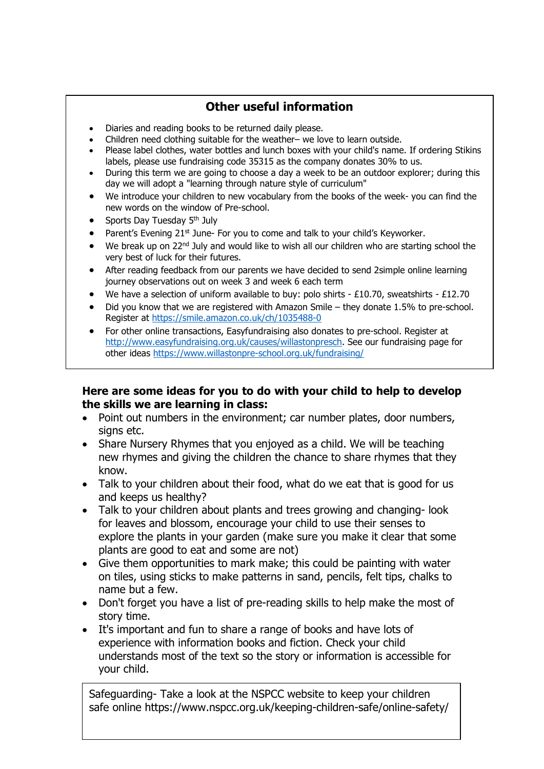## Other useful information

- Diaries and reading books to be returned daily please.
- Children need clothing suitable for the weather– we love to learn outside.
- Please label clothes, water bottles and lunch boxes with your child's name. If ordering Stikins labels, please use fundraising code 35315 as the company donates 30% to us.
- During this term we are going to choose a day a week to be an outdoor explorer; during this day we will adopt a "learning through nature style of curriculum"
- We introduce your children to new vocabulary from the books of the week- you can find the new words on the window of Pre-school.
- Sports Day Tuesday 5th July
- Parent's Evening 21st June- For you to come and talk to your child's Keyworker.
- We break up on 22nd July and would like to wish all our children who are starting school the very best of luck for their futures.
- After reading feedback from our parents we have decided to send 2simple online learning journey observations out on week 3 and week 6 each term
- We have a selection of uniform available to buy: polo shirts - £10.70, sweatshirts - £12.70
- Did you know that we are registered with Amazon Smile – they donate 1.5% to pre-school. Register at https://smile.amazon.co.uk/ch/1035488-0
- For other online transactions, Easyfundraising also donates to pre-school. Register at http://www.easyfundraising.org.uk/causes/willastonpresch. See our fundraising page for other ideas https://www.willastonpre-school.org.uk/fundraising/

**Here are some ideas for you to do with your child to help to develop the skills we are learning in class:**

- Point out numbers in the environment; car number plates, door numbers, signs etc.
- Share Nursery Rhymes that you enjoyed as a child. We will be teaching new rhymes and giving the children the chance to share rhymes that they know.
- Talk to your children about their food, what do we eat that is good for us and keeps us healthy?
- Talk to your children about plants and trees growing and changing- look for leaves and blossom, encourage your child to use their senses to explore the plants in your garden (make sure you make it clear that some plants are good to eat and some are not)
- Give them opportunities to mark make; this could be painting with water on tiles, using sticks to make patterns in sand, pencils, felt tips, chalks to name but a few.
- Don't forget you have a list of pre-reading skills to help make the most of story time.
- It's important and fun to share a range of books and have lots of experience with information books and fiction. Check your child understands most of the text so the story or information is accessible for your child.

Safeguarding- Take a look at the NSPCC website to keep your children safe online https://www.nspcc.org.uk/keeping-children-safe/online-safety/